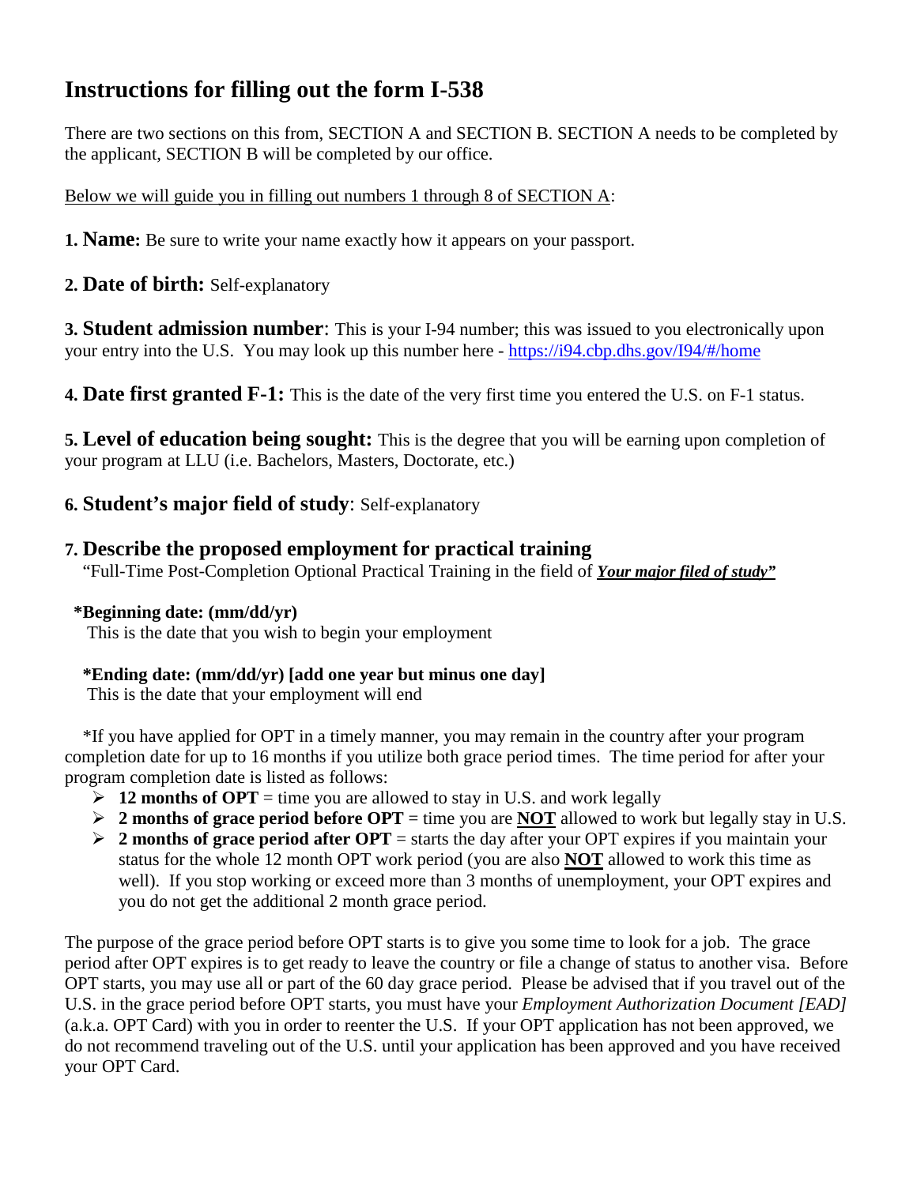# Instructions for filling out the form I-538

There are two sections on this from, SECTION A and SECTION B. SECTION A needs to be completed by the applicant, SECTION B will be completed by our office.

Below we will guide you in filling out numbers 1 through 8 of SECTION A:

**1. Name:** Be sure to write your name exactly how it appears on your passport.

**2. Date of birth:** Self-explanatory

**3. Student admission number**: This is your I-94 number; this was issued to you electronically upon your entry into the U.S. You may look up this number here - https://i94.cbp.dhs.gov/I94/#/home

**4. Date first granted F-1:** This is the date of the very first time you entered the U.S. on F-1 status.

**5. Level of education being sought:** This is the degree that you will be earning upon completion of your program at LLU (i.e. Bachelors, Masters, Doctorate, etc.)

**6. Student's major field of study**: Self-explanatory

**7. Describe the proposed employment for practical training**

"Full-Time Post-Completion Optional Practical Training in the field of ***Your major filed of study*"**

**\*Beginning date: (mm/dd/yr)**

This is the date that you wish to begin your employment

**\*Ending date: (mm/dd/yr) [add one year but minus one day]**

This is the date that your employment will end

\*If you have applied for OPT in a timely manner, you may remain in the country after your program completion date for up to 16 months if you utilize both grace period times. The time period for after your program completion date is listed as follows:

- **12 months of OPT** = time you are allowed to stay in U.S. and work legally
- **2 months of grace period before OPT** = time you are **NOT** allowed to work but legally stay in U.S.
- **2 months of grace period after OPT** = starts the day after your OPT expires if you maintain your status for the whole 12 month OPT work period (you are also **NOT** allowed to work this time as well). If you stop working or exceed more than 3 months of unemployment, your OPT expires and you do not get the additional 2 month grace period.

The purpose of the grace period before OPT starts is to give you some time to look for a job. The grace period after OPT expires is to get ready to leave the country or file a change of status to another visa. Before OPT starts, you may use all or part of the 60 day grace period. Please be advised that if you travel out of the U.S. in the grace period before OPT starts, you must have your *Employment Authorization Document [EAD]* (a.k.a. OPT Card) with you in order to reenter the U.S. If your OPT application has not been approved, we do not recommend traveling out of the U.S. until your application has been approved and you have received your OPT Card.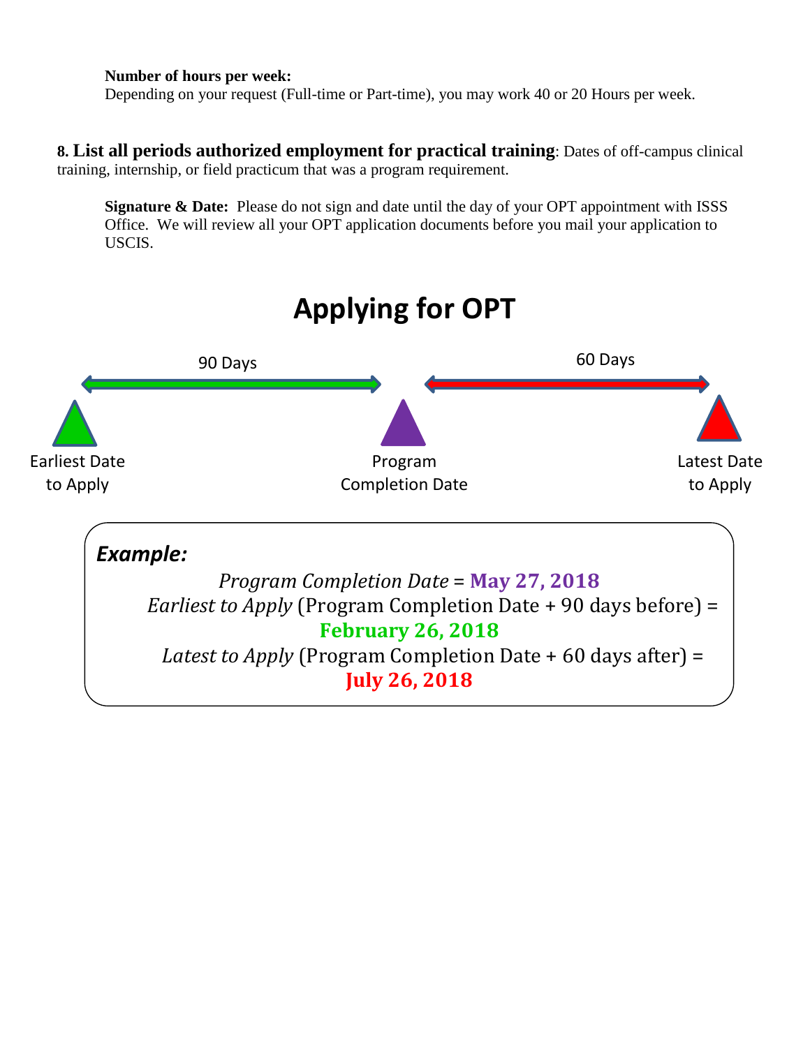**Number of hours per week:**
Depending on your request (Full-time or Part-time), you may work 40 or 20 Hours per week.

**8. List all periods authorized employment for practical training**: Dates of off-campus clinical training, internship, or field practicum that was a program requirement.

**Signature & Date:** Please do not sign and date until the day of your OPT appointment with ISSS Office. We will review all your OPT application documents before you mail your application to USCIS.

# Applying for OPT

90 Days

60 Days

Earliest Date to Apply

Program Completion Date

Latest Date to Apply

***Example:***

*Program Completion Date* = **May 27, 2018**

*Earliest to Apply* (Program Completion Date + 90 days before) = **February 26, 2018**

*Latest to Apply* (Program Completion Date + 60 days after) = **July 26, 2018**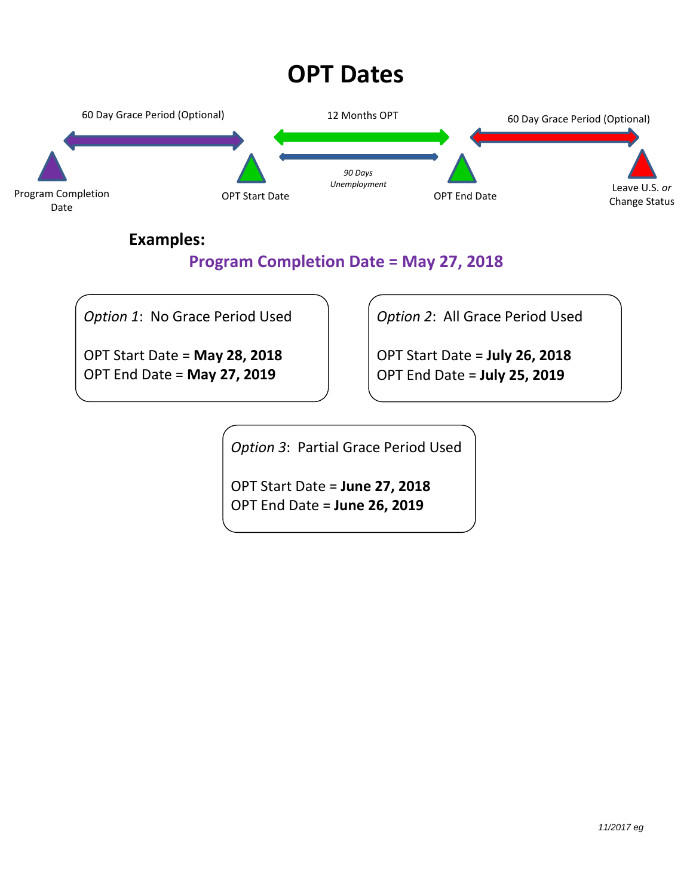# OPT Dates

60 Day Grace Period (Optional)

12 Months OPT

60 Day Grace Period (Optional)

90 Days Unemployment

Program Completion Date

OPT Start Date

OPT End Date

Leave U.S. *or* Change Status

## Examples:

### Program Completion Date = May 27, 2018

*Option 1*: No Grace Period Used

OPT Start Date = **May 28, 2018**
OPT End Date = **May 27, 2019**

*Option 2*: All Grace Period Used

OPT Start Date = **July 26, 2018**
OPT End Date = **July 25, 2019**

*Option 3*: Partial Grace Period Used

OPT Start Date = **June 27, 2018**
OPT End Date = **June 26, 2019**

*11/2017 eg*